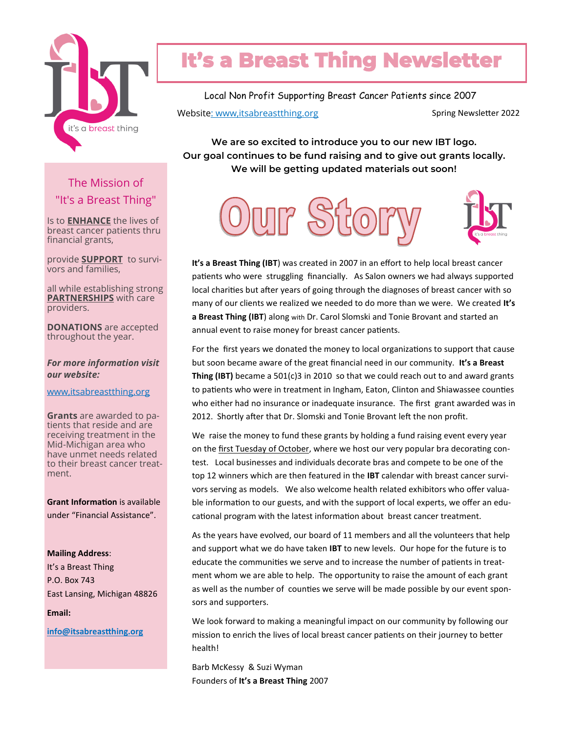# It's a Breast Thing Newsletter

Local Non Profit Supporting Breast Cancer Patients since 2007

Website: www,itsabreastthing.org

Spring Newsletter 2022

**We are so excited to introduce you to our new IBT logo.**
**Our goal continues to be fund raising and to give out grants locally.**
**We will be getting updated materials out soon!**

## Our Story

**It's a Breast Thing (IBT**) was created in 2007 in an effort to help local breast cancer patients who were struggling financially. As Salon owners we had always supported local charities but after years of going through the diagnoses of breast cancer with so many of our clients we realized we needed to do more than we were. We created **It's a Breast Thing (IBT**) along with Dr. Carol Slomski and Tonie Brovant and started an annual event to raise money for breast cancer patients.

For the first years we donated the money to local organizations to support that cause but soon became aware of the great financial need in our community. **It's a Breast Thing (IBT)** became a 501(c)3 in 2010 so that we could reach out to and award grants to patients who were in treatment in Ingham, Eaton, Clinton and Shiawassee counties who either had no insurance or inadequate insurance. The first grant awarded was in 2012. Shortly after that Dr. Slomski and Tonie Brovant left the non profit.

We raise the money to fund these grants by holding a fund raising event every year on the first Tuesday of October, where we host our very popular bra decorating contest. Local businesses and individuals decorate bras and compete to be one of the top 12 winners which are then featured in the **IBT** calendar with breast cancer survivors serving as models. We also welcome health related exhibitors who offer valuable information to our guests, and with the support of local experts, we offer an educational program with the latest information about breast cancer treatment.

As the years have evolved, our board of 11 members and all the volunteers that help and support what we do have taken **IBT** to new levels. Our hope for the future is to educate the communities we serve and to increase the number of patients in treatment whom we are able to help. The opportunity to raise the amount of each grant as well as the number of counties we serve will be made possible by our event sponsors and supporters.

We look forward to making a meaningful impact on our community by following our mission to enrich the lives of local breast cancer patients on their journey to better health!

Barb McKessy & Suzi Wyman
Founders of **It's a Breast Thing** 2007

---

### The Mission of "It's a Breast Thing"

Is to **ENHANCE** the lives of breast cancer patients thru financial grants,

provide **SUPPORT** to survivors and families,

all while establishing strong **PARTNERSHIPS** with care providers.

**DONATIONS** are accepted throughout the year.

***For more information visit our website:***

www,itsabreastthing.org

**Grants** are awarded to patients that reside and are receiving treatment in the Mid-Michigan area who have unmet needs related to their breast cancer treatment.

**Grant Information** is available under "Financial Assistance".

**Mailing Address**:
It's a Breast Thing
P.O. Box 743
East Lansing, Michigan 48826

**Email:**

**info@itsabreastthing.org**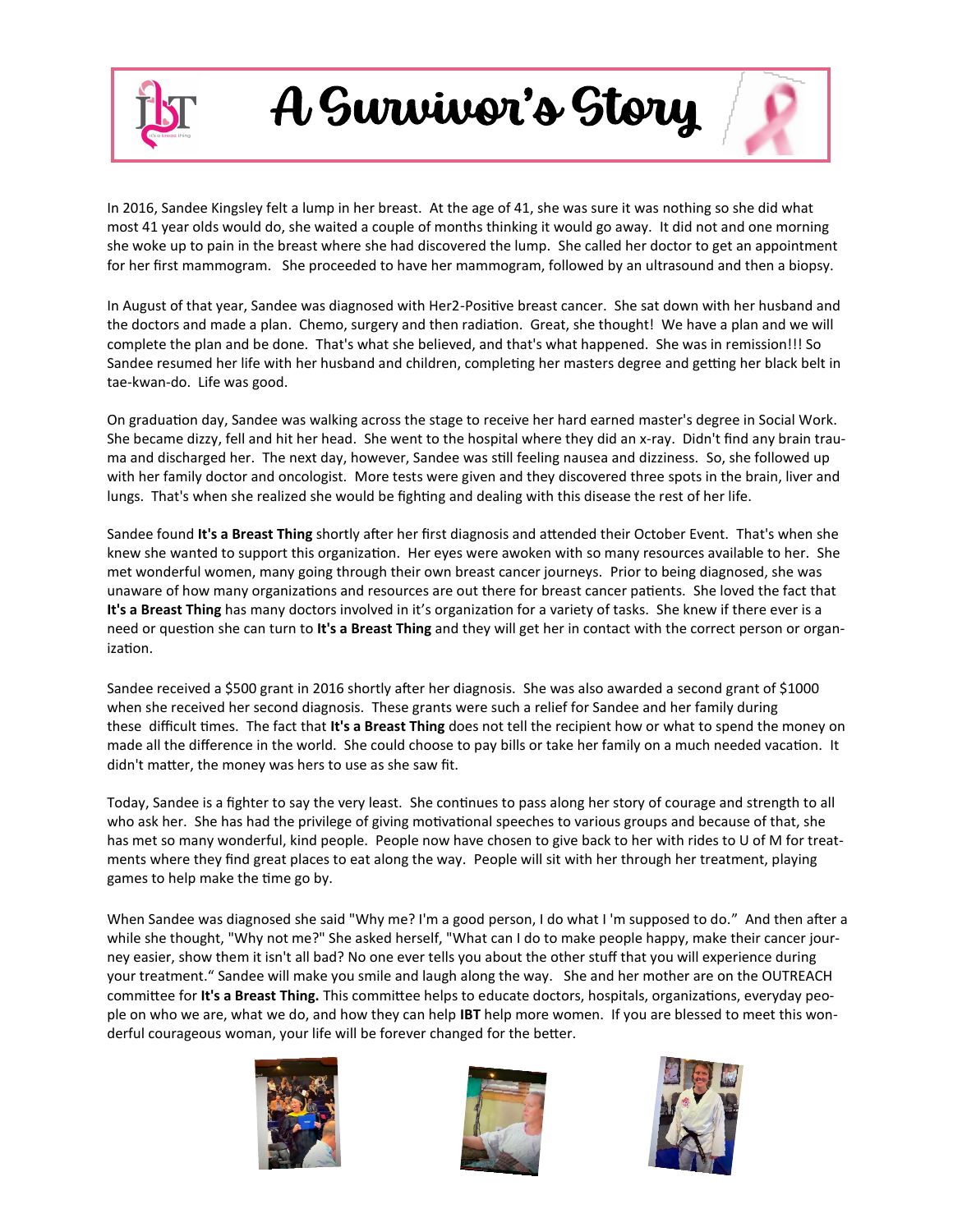# A Survivor's Story

In 2016, Sandee Kingsley felt a lump in her breast. At the age of 41, she was sure it was nothing so she did what most 41 year olds would do, she waited a couple of months thinking it would go away. It did not and one morning she woke up to pain in the breast where she had discovered the lump. She called her doctor to get an appointment for her first mammogram. She proceeded to have her mammogram, followed by an ultrasound and then a biopsy.

In August of that year, Sandee was diagnosed with Her2-Positive breast cancer. She sat down with her husband and the doctors and made a plan. Chemo, surgery and then radiation. Great, she thought! We have a plan and we will complete the plan and be done. That's what she believed, and that's what happened. She was in remission!!! So Sandee resumed her life with her husband and children, completing her masters degree and getting her black belt in tae-kwan-do. Life was good.

On graduation day, Sandee was walking across the stage to receive her hard earned master's degree in Social Work. She became dizzy, fell and hit her head. She went to the hospital where they did an x-ray. Didn't find any brain trauma and discharged her. The next day, however, Sandee was still feeling nausea and dizziness. So, she followed up with her family doctor and oncologist. More tests were given and they discovered three spots in the brain, liver and lungs. That's when she realized she would be fighting and dealing with this disease the rest of her life.

Sandee found **It's a Breast Thing** shortly after her first diagnosis and attended their October Event. That's when she knew she wanted to support this organization. Her eyes were awoken with so many resources available to her. She met wonderful women, many going through their own breast cancer journeys. Prior to being diagnosed, she was unaware of how many organizations and resources are out there for breast cancer patients. She loved the fact that **It's a Breast Thing** has many doctors involved in it's organization for a variety of tasks. She knew if there ever is a need or question she can turn to **It's a Breast Thing** and they will get her in contact with the correct person or organization.

Sandee received a $500 grant in 2016 shortly after her diagnosis. She was also awarded a second grant of $1000 when she received her second diagnosis. These grants were such a relief for Sandee and her family during these difficult times. The fact that **It's a Breast Thing** does not tell the recipient how or what to spend the money on made all the difference in the world. She could choose to pay bills or take her family on a much needed vacation. It didn't matter, the money was hers to use as she saw fit.

Today, Sandee is a fighter to say the very least. She continues to pass along her story of courage and strength to all who ask her. She has had the privilege of giving motivational speeches to various groups and because of that, she has met so many wonderful, kind people. People now have chosen to give back to her with rides to U of M for treatments where they find great places to eat along the way. People will sit with her through her treatment, playing games to help make the time go by.

When Sandee was diagnosed she said "Why me? I'm a good person, I do what I 'm supposed to do." And then after a while she thought, "Why not me?" She asked herself, "What can I do to make people happy, make their cancer journey easier, show them it isn't all bad? No one ever tells you about the other stuff that you will experience during your treatment." Sandee will make you smile and laugh along the way. She and her mother are on the OUTREACH committee for **It's a Breast Thing.** This committee helps to educate doctors, hospitals, organizations, everyday people on who we are, what we do, and how they can help **IBT** help more women. If you are blessed to meet this wonderful courageous woman, your life will be forever changed for the better.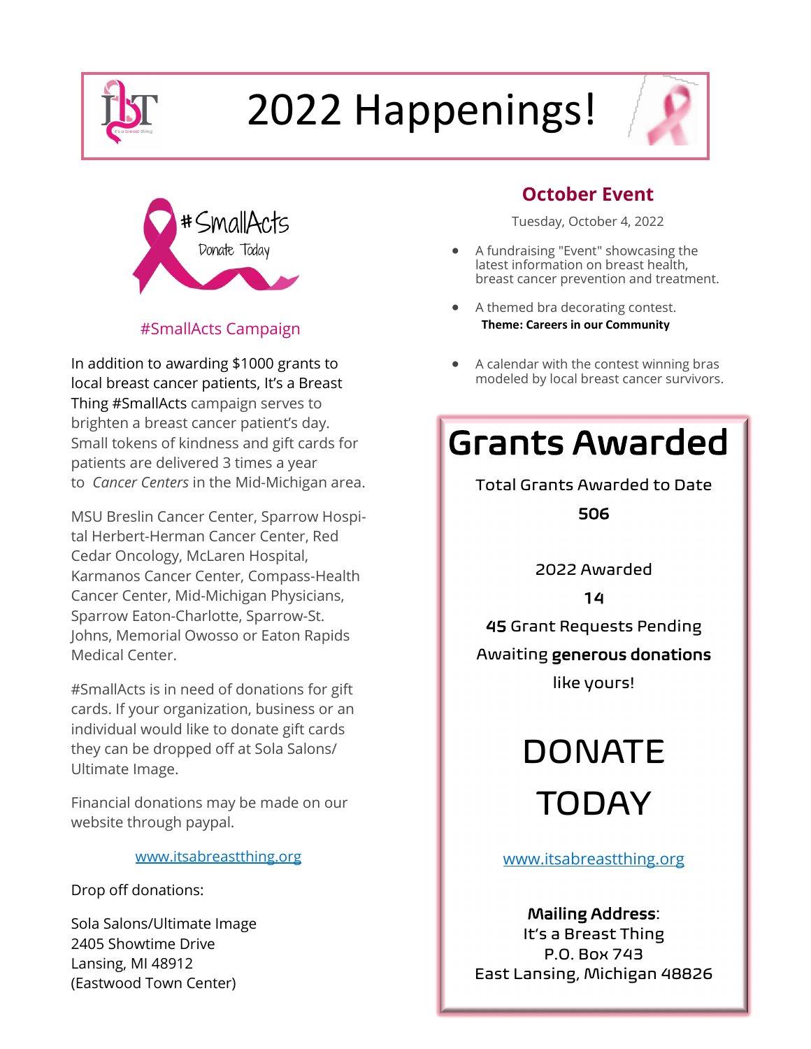# 2022 Happenings!

#SmallActs

Donate Today

## #SmallActs Campaign

In addition to awarding $1000 grants to local breast cancer patients, It's a Breast Thing #SmallActs campaign serves to brighten a breast cancer patient's day. Small tokens of kindness and gift cards for patients are delivered 3 times a year to *Cancer Centers* in the Mid-Michigan area.

MSU Breslin Cancer Center, Sparrow Hospital Herbert-Herman Cancer Center, Red Cedar Oncology, McLaren Hospital, Karmanos Cancer Center, Compass-Health Cancer Center, Mid-Michigan Physicians, Sparrow Eaton-Charlotte, Sparrow-St. Johns, Memorial Owosso or Eaton Rapids Medical Center.

#SmallActs is in need of donations for gift cards. If your organization, business or an individual would like to donate gift cards they can be dropped off at Sola Salons/ Ultimate Image.

Financial donations may be made on our website through paypal.

www.itsabreastthing.org

Drop off donations:

Sola Salons/Ultimate Image
2405 Showtime Drive
Lansing, MI 48912
(Eastwood Town Center)

## October Event

Tuesday, October 4, 2022

- A fundraising "Event" showcasing the latest information on breast health, breast cancer prevention and treatment.
- A themed bra decorating contest.
  **Theme: Careers in our Community**
- A calendar with the contest winning bras modeled by local breast cancer survivors.

## Grants Awarded

Total Grants Awarded to Date

**506**

2022 Awarded

**14**

**45** Grant Requests Pending

Awaiting **generous donations** like yours!

# DONATE TODAY

www.itsabreastthing.org

**Mailing Address**:
It's a Breast Thing
P.O. Box 743
East Lansing, Michigan 48826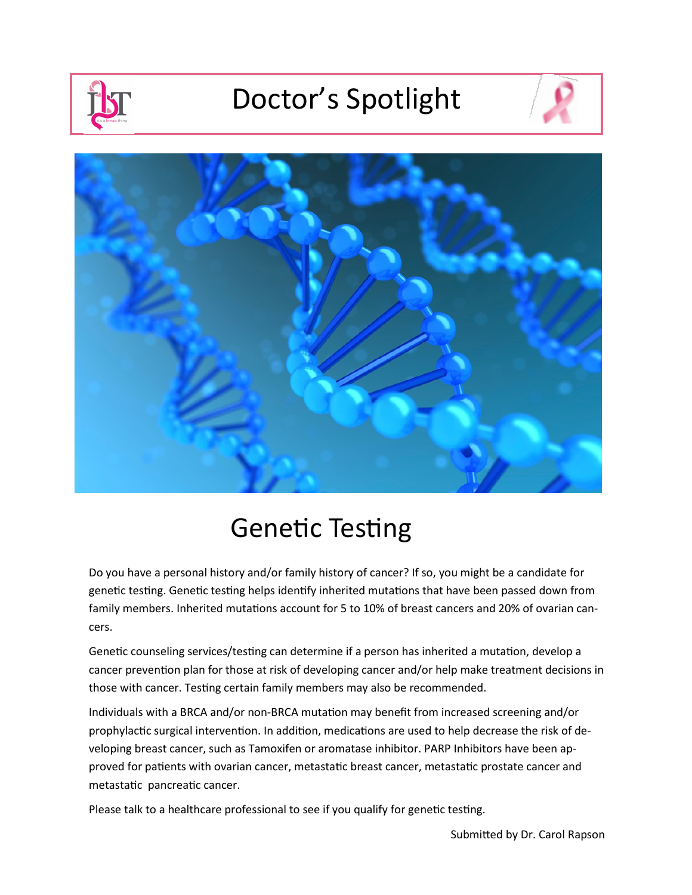# Doctor's Spotlight

## Genetic Testing

Do you have a personal history and/or family history of cancer? If so, you might be a candidate for genetic testing. Genetic testing helps identify inherited mutations that have been passed down from family members. Inherited mutations account for 5 to 10% of breast cancers and 20% of ovarian cancers.

Genetic counseling services/testing can determine if a person has inherited a mutation, develop a cancer prevention plan for those at risk of developing cancer and/or help make treatment decisions in those with cancer. Testing certain family members may also be recommended.

Individuals with a BRCA and/or non-BRCA mutation may benefit from increased screening and/or prophylactic surgical intervention. In addition, medications are used to help decrease the risk of developing breast cancer, such as Tamoxifen or aromatase inhibitor. PARP Inhibitors have been approved for patients with ovarian cancer, metastatic breast cancer, metastatic prostate cancer and metastatic pancreatic cancer.

Please talk to a healthcare professional to see if you qualify for genetic testing.

Submitted by Dr. Carol Rapson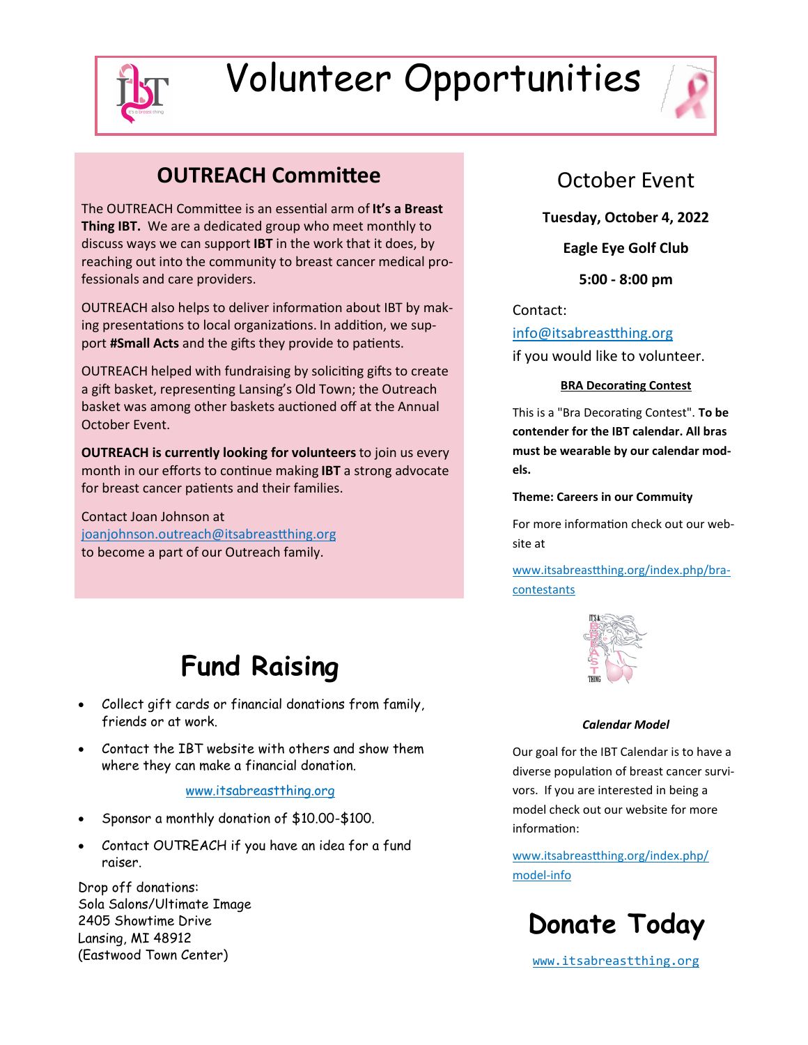# Volunteer Opportunities

## OUTREACH Committee

The OUTREACH Committee is an essential arm of **It's a Breast Thing IBT.** We are a dedicated group who meet monthly to discuss ways we can support **IBT** in the work that it does, by reaching out into the community to breast cancer medical professionals and care providers.

OUTREACH also helps to deliver information about IBT by making presentations to local organizations. In addition, we support **#Small Acts** and the gifts they provide to patients.

OUTREACH helped with fundraising by soliciting gifts to create a gift basket, representing Lansing's Old Town; the Outreach basket was among other baskets auctioned off at the Annual October Event.

**OUTREACH is currently looking for volunteers** to join us every month in our efforts to continue making **IBT** a strong advocate for breast cancer patients and their families.

Contact Joan Johnson at
joanjohnson.outreach@itsabreastthing.org
to become a part of our Outreach family.

## Fund Raising

- Collect gift cards or financial donations from family, friends or at work.
- Contact the IBT website with others and show them where they can make a financial donation.

  www.itsabreastthing.org

- Sponsor a monthly donation of $10.00-$100.
- Contact OUTREACH if you have an idea for a fund raiser.

Drop off donations:
Sola Salons/Ultimate Image
2405 Showtime Drive
Lansing, MI 48912
(Eastwood Town Center)

## October Event

**Tuesday, October 4, 2022**

**Eagle Eye Golf Club**

**5:00 - 8:00 pm**

Contact:
info@itsabreastthing.org
if you would like to volunteer.

**BRA Decorating Contest**

This is a "Bra Decorating Contest". **To be contender for the IBT calendar. All bras must be wearable by our calendar models.**

**Theme: Careers in our Commuity**

For more information check out our website at

www.itsabreastthing.org/index.php/bra-contestants

***Calendar Model***

Our goal for the IBT Calendar is to have a diverse population of breast cancer survivors. If you are interested in being a model check out our website for more information:

www.itsabreastthing.org/index.php/model-info

## Donate Today

www.itsabreastthing.org